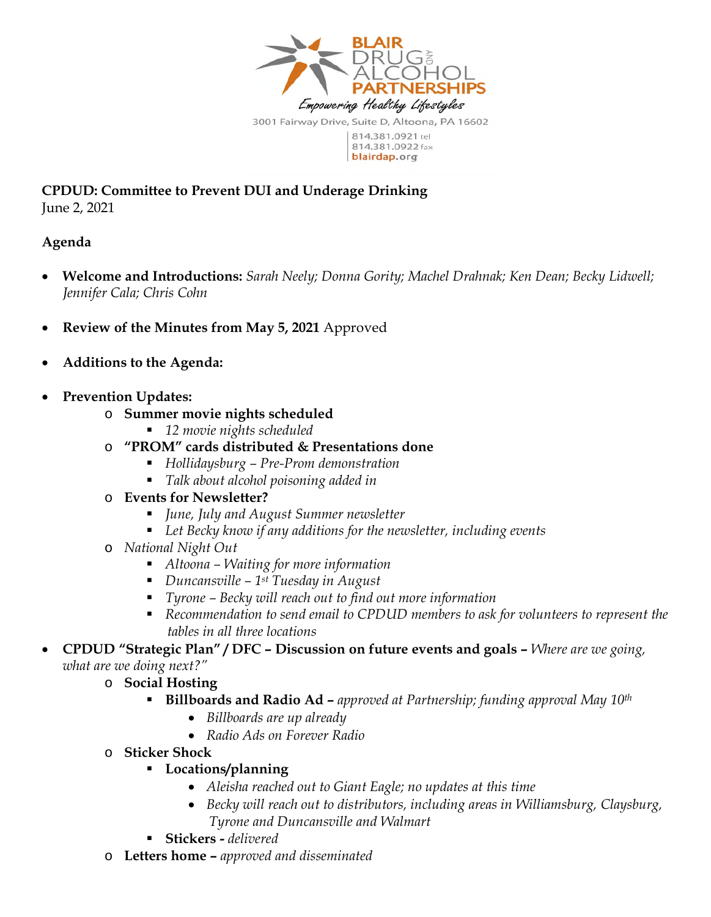BLAIR DRUG AND ALCOHOL PARTNERSHIPS

*Empowering Healthy Lifestyles*

3001 Fairway Drive, Suite D, Altoona, PA 16602

814.381.0921 tel
814.381.0922 fax
blairdap.org

**CPDUD: Committee to Prevent DUI and Underage Drinking**
June 2, 2021

**Agenda**

- **Welcome and Introductions:** *Sarah Neely; Donna Gority; Machel Drahnak; Ken Dean; Becky Lidwell; Jennifer Cala; Chris Cohn*
- **Review of the Minutes from May 5, 2021** Approved
- **Additions to the Agenda:**
- **Prevention Updates:**
  - **Summer movie nights scheduled**
    - *12 movie nights scheduled*
  - **"PROM" cards distributed & Presentations done**
    - *Hollidaysburg – Pre-Prom demonstration*
    - *Talk about alcohol poisoning added in*
  - **Events for Newsletter?**
    - *June, July and August Summer newsletter*
    - *Let Becky know if any additions for the newsletter, including events*
  - *National Night Out*
    - *Altoona – Waiting for more information*
    - *Duncansville – 1st Tuesday in August*
    - *Tyrone – Becky will reach out to find out more information*
    - *Recommendation to send email to CPDUD members to ask for volunteers to represent the tables in all three locations*
- **CPDUD "Strategic Plan" / DFC – Discussion on future events and goals –** *Where are we going, what are we doing next?"*
  - **Social Hosting**
    - **Billboards and Radio Ad –** *approved at Partnership; funding approval May 10th*
      - *Billboards are up already*
      - *Radio Ads on Forever Radio*
  - **Sticker Shock**
    - **Locations/planning**
      - *Aleisha reached out to Giant Eagle; no updates at this time*
      - *Becky will reach out to distributors, including areas in Williamsburg, Claysburg, Tyrone and Duncansville and Walmart*
    - **Stickers -** *delivered*
  - **Letters home –** *approved and disseminated*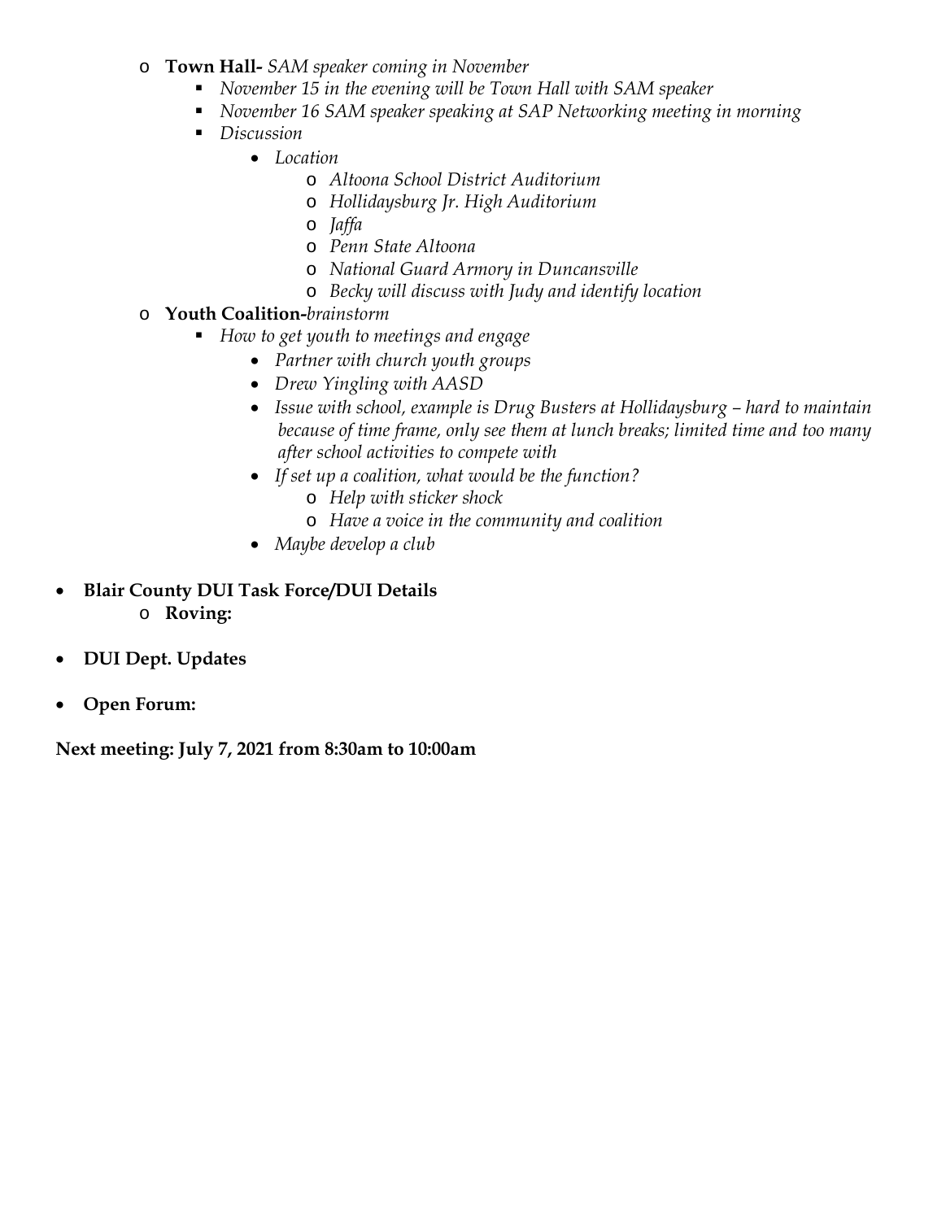- **Town Hall-** *SAM speaker coming in November*
  - *November 15 in the evening will be Town Hall with SAM speaker*
  - *November 16 SAM speaker speaking at SAP Networking meeting in morning*
  - *Discussion*
    - *Location*
      - *Altoona School District Auditorium*
      - *Hollidaysburg Jr. High Auditorium*
      - *Jaffa*
      - *Penn State Altoona*
      - *National Guard Armory in Duncansville*
      - *Becky will discuss with Judy and identify location*
- **Youth Coalition-***brainstorm*
  - *How to get youth to meetings and engage*
    - *Partner with church youth groups*
    - *Drew Yingling with AASD*
    - *Issue with school, example is Drug Busters at Hollidaysburg – hard to maintain because of time frame, only see them at lunch breaks; limited time and too many after school activities to compete with*
    - *If set up a coalition, what would be the function?*
      - *Help with sticker shock*
      - *Have a voice in the community and coalition*
    - *Maybe develop a club*

- **Blair County DUI Task Force/DUI Details**
  - **Roving:**

- **DUI Dept. Updates**

- **Open Forum:**

**Next meeting: July 7, 2021 from 8:30am to 10:00am**